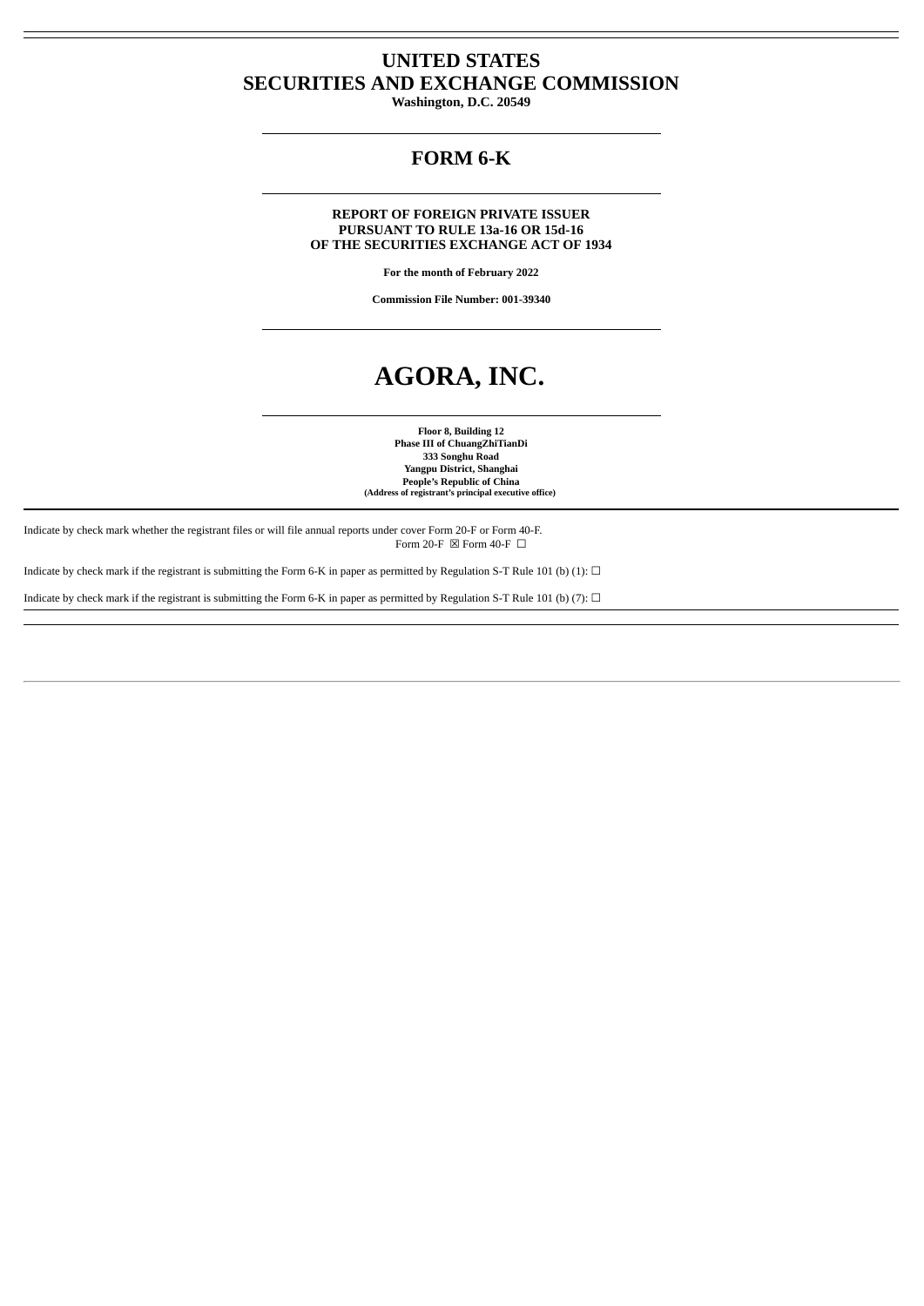# UNITED STATES
# SECURITIES AND EXCHANGE COMMISSION

**Washington, D.C. 20549**

## FORM 6-K

**REPORT OF FOREIGN PRIVATE ISSUER**
**PURSUANT TO RULE 13a-16 OR 15d-16**
**OF THE SECURITIES EXCHANGE ACT OF 1934**

**For the month of February 2022**

**Commission File Number: 001-39340**

# AGORA, INC.

**Floor 8, Building 12**
**Phase III of ChuangZhiTianDi**
**333 Songhu Road**
**Yangpu District, Shanghai**
**People's Republic of China**
**(Address of registrant's principal executive office)**

Indicate by check mark whether the registrant files or will file annual reports under cover Form 20-F or Form 40-F.
Form 20-F ☒ Form 40-F ☐

Indicate by check mark if the registrant is submitting the Form 6-K in paper as permitted by Regulation S-T Rule 101 (b) (1): ☐

Indicate by check mark if the registrant is submitting the Form 6-K in paper as permitted by Regulation S-T Rule 101 (b) (7): ☐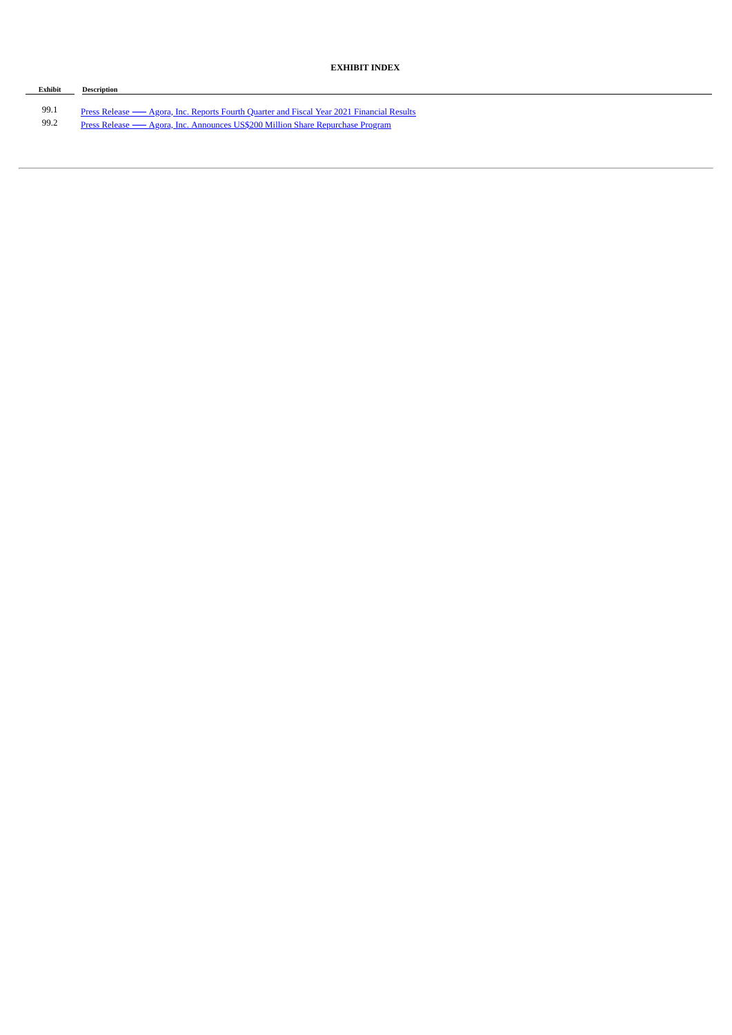**EXHIBIT INDEX**

| Exhibit | Description |
|---|---|
| 99.1 | Press Release — Agora, Inc. Reports Fourth Quarter and Fiscal Year 2021 Financial Results |
| 99.2 | Press Release — Agora, Inc. Announces US$200 Million Share Repurchase Program |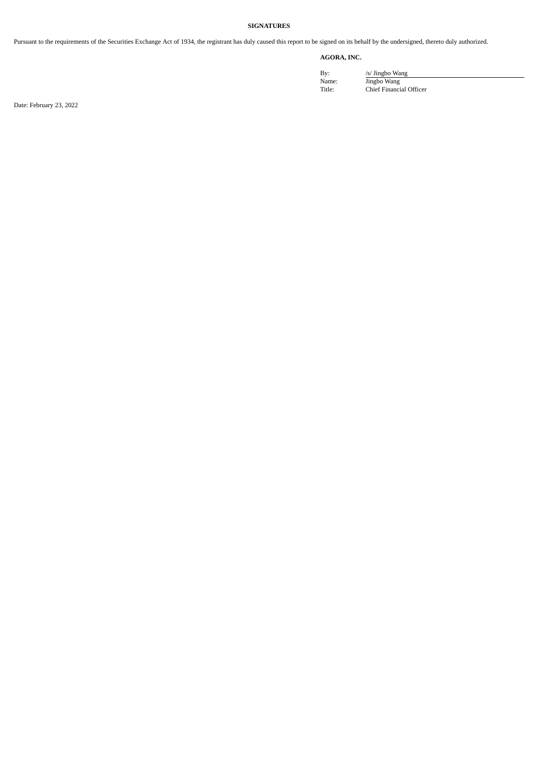**SIGNATURES**

Pursuant to the requirements of the Securities Exchange Act of 1934, the registrant has duly caused this report to be signed on its behalf by the undersigned, thereto duly authorized.

**AGORA, INC.**

| | |
|---|---|
| By: | /s/ Jingbo Wang |
| Name: | Jingbo Wang |
| Title: | Chief Financial Officer |

Date: February 23, 2022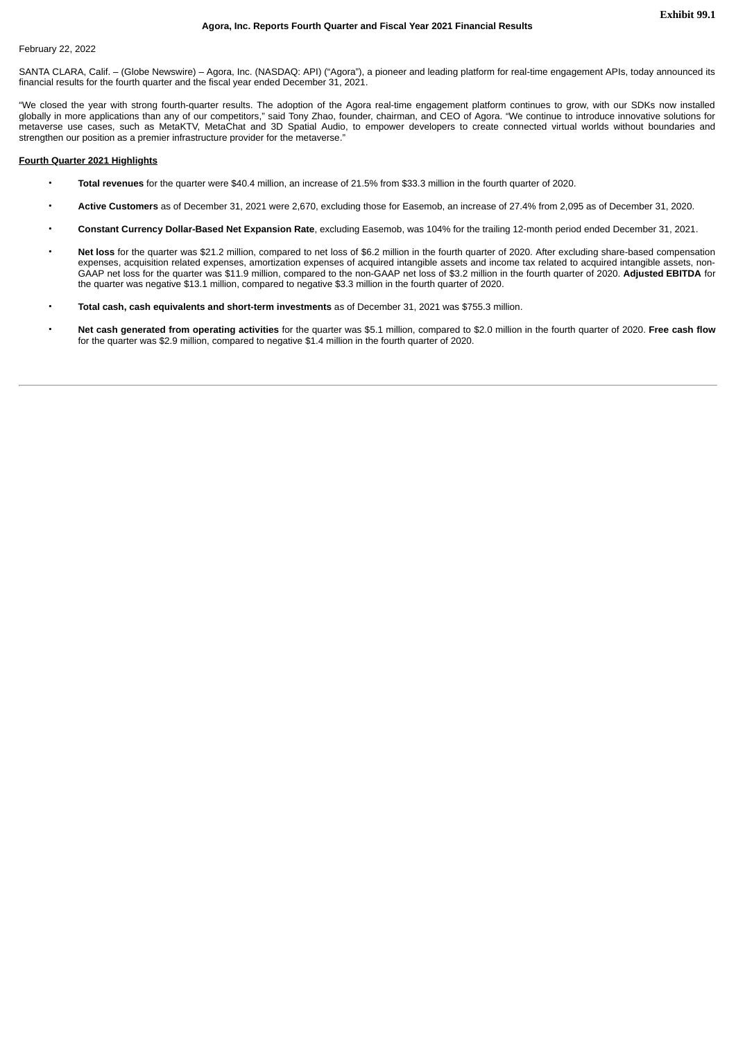Exhibit 99.1

# Agora, Inc. Reports Fourth Quarter and Fiscal Year 2021 Financial Results

February 22, 2022

SANTA CLARA, Calif. – (Globe Newswire) – Agora, Inc. (NASDAQ: API) ("Agora"), a pioneer and leading platform for real-time engagement APIs, today announced its financial results for the fourth quarter and the fiscal year ended December 31, 2021.

"We closed the year with strong fourth-quarter results. The adoption of the Agora real-time engagement platform continues to grow, with our SDKs now installed globally in more applications than any of our competitors," said Tony Zhao, founder, chairman, and CEO of Agora. "We continue to introduce innovative solutions for metaverse use cases, such as MetaKTV, MetaChat and 3D Spatial Audio, to empower developers to create connected virtual worlds without boundaries and strengthen our position as a premier infrastructure provider for the metaverse."

## Fourth Quarter 2021 Highlights

- **Total revenues** for the quarter were $40.4 million, an increase of 21.5% from $33.3 million in the fourth quarter of 2020.
- **Active Customers** as of December 31, 2021 were 2,670, excluding those for Easemob, an increase of 27.4% from 2,095 as of December 31, 2020.
- **Constant Currency Dollar-Based Net Expansion Rate**, excluding Easemob, was 104% for the trailing 12-month period ended December 31, 2021.
- **Net loss** for the quarter was $21.2 million, compared to net loss of $6.2 million in the fourth quarter of 2020. After excluding share-based compensation expenses, acquisition related expenses, amortization expenses of acquired intangible assets and income tax related to acquired intangible assets, non-GAAP net loss for the quarter was $11.9 million, compared to the non-GAAP net loss of $3.2 million in the fourth quarter of 2020. **Adjusted EBITDA** for the quarter was negative $13.1 million, compared to negative $3.3 million in the fourth quarter of 2020.
- **Total cash, cash equivalents and short-term investments** as of December 31, 2021 was $755.3 million.
- **Net cash generated from operating activities** for the quarter was $5.1 million, compared to $2.0 million in the fourth quarter of 2020. **Free cash flow** for the quarter was $2.9 million, compared to negative $1.4 million in the fourth quarter of 2020.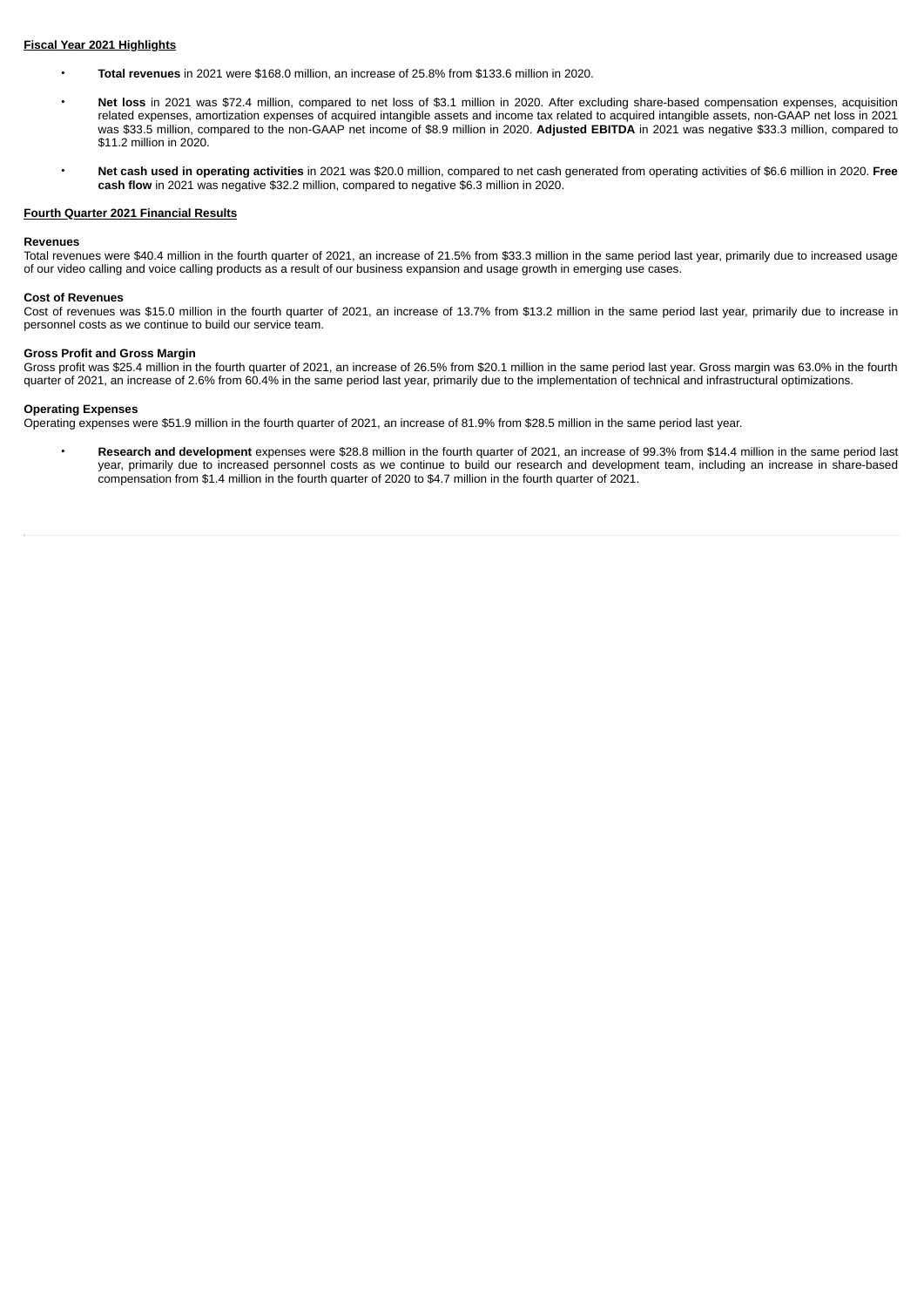**Fiscal Year 2021 Highlights**

- **Total revenues** in 2021 were $168.0 million, an increase of 25.8% from $133.6 million in 2020.
- **Net loss** in 2021 was $72.4 million, compared to net loss of $3.1 million in 2020. After excluding share-based compensation expenses, acquisition related expenses, amortization expenses of acquired intangible assets and income tax related to acquired intangible assets, non-GAAP net loss in 2021 was $33.5 million, compared to the non-GAAP net income of $8.9 million in 2020. **Adjusted EBITDA** in 2021 was negative $33.3 million, compared to $11.2 million in 2020.
- **Net cash used in operating activities** in 2021 was $20.0 million, compared to net cash generated from operating activities of $6.6 million in 2020. **Free cash flow** in 2021 was negative $32.2 million, compared to negative $6.3 million in 2020.

**Fourth Quarter 2021 Financial Results**

**Revenues**

Total revenues were $40.4 million in the fourth quarter of 2021, an increase of 21.5% from $33.3 million in the same period last year, primarily due to increased usage of our video calling and voice calling products as a result of our business expansion and usage growth in emerging use cases.

**Cost of Revenues**

Cost of revenues was $15.0 million in the fourth quarter of 2021, an increase of 13.7% from $13.2 million in the same period last year, primarily due to increase in personnel costs as we continue to build our service team.

**Gross Profit and Gross Margin**

Gross profit was $25.4 million in the fourth quarter of 2021, an increase of 26.5% from $20.1 million in the same period last year. Gross margin was 63.0% in the fourth quarter of 2021, an increase of 2.6% from 60.4% in the same period last year, primarily due to the implementation of technical and infrastructural optimizations.

**Operating Expenses**

Operating expenses were $51.9 million in the fourth quarter of 2021, an increase of 81.9% from $28.5 million in the same period last year.

- **Research and development** expenses were $28.8 million in the fourth quarter of 2021, an increase of 99.3% from $14.4 million in the same period last year, primarily due to increased personnel costs as we continue to build our research and development team, including an increase in share-based compensation from $1.4 million in the fourth quarter of 2020 to $4.7 million in the fourth quarter of 2021.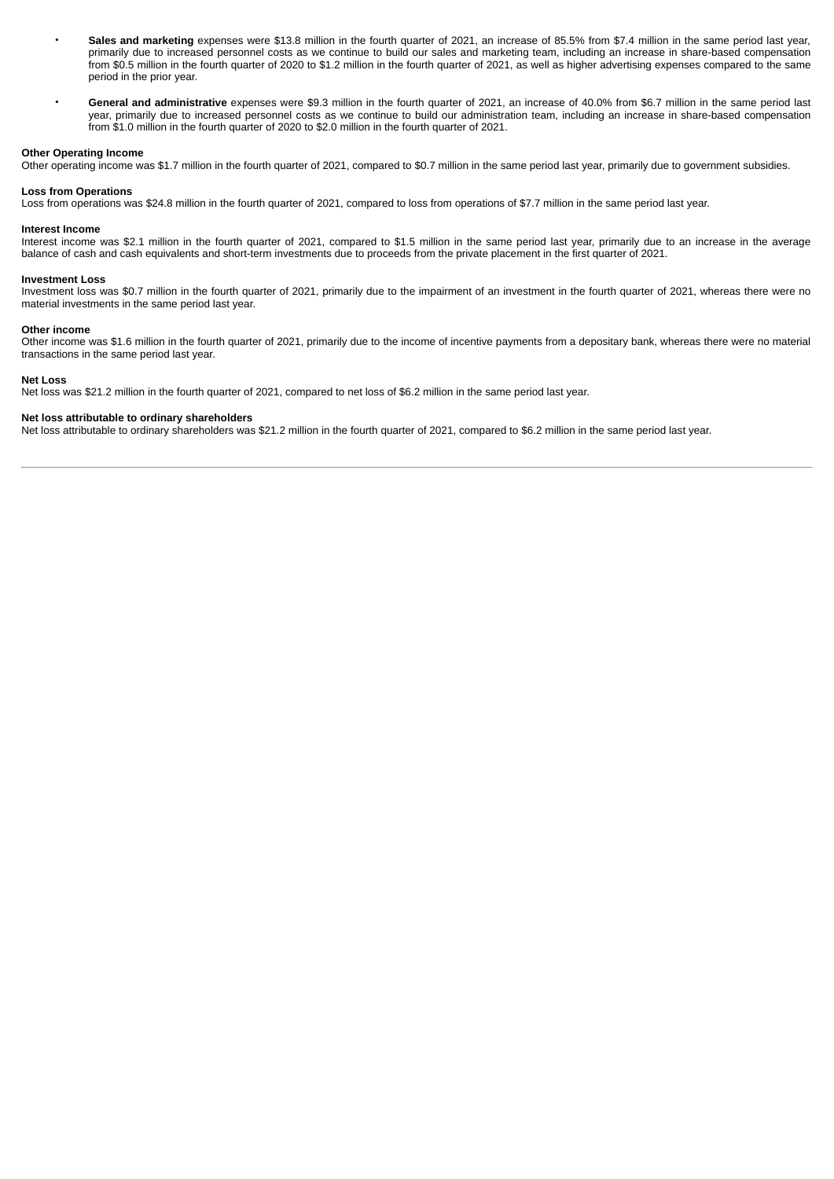- **Sales and marketing** expenses were $13.8 million in the fourth quarter of 2021, an increase of 85.5% from $7.4 million in the same period last year, primarily due to increased personnel costs as we continue to build our sales and marketing team, including an increase in share-based compensation from $0.5 million in the fourth quarter of 2020 to $1.2 million in the fourth quarter of 2021, as well as higher advertising expenses compared to the same period in the prior year.

- **General and administrative** expenses were $9.3 million in the fourth quarter of 2021, an increase of 40.0% from $6.7 million in the same period last year, primarily due to increased personnel costs as we continue to build our administration team, including an increase in share-based compensation from $1.0 million in the fourth quarter of 2020 to $2.0 million in the fourth quarter of 2021.

**Other Operating Income**

Other operating income was $1.7 million in the fourth quarter of 2021, compared to $0.7 million in the same period last year, primarily due to government subsidies.

**Loss from Operations**

Loss from operations was $24.8 million in the fourth quarter of 2021, compared to loss from operations of $7.7 million in the same period last year.

**Interest Income**

Interest income was $2.1 million in the fourth quarter of 2021, compared to $1.5 million in the same period last year, primarily due to an increase in the average balance of cash and cash equivalents and short-term investments due to proceeds from the private placement in the first quarter of 2021.

**Investment Loss**

Investment loss was $0.7 million in the fourth quarter of 2021, primarily due to the impairment of an investment in the fourth quarter of 2021, whereas there were no material investments in the same period last year.

**Other income**

Other income was $1.6 million in the fourth quarter of 2021, primarily due to the income of incentive payments from a depositary bank, whereas there were no material transactions in the same period last year.

**Net Loss**

Net loss was $21.2 million in the fourth quarter of 2021, compared to net loss of $6.2 million in the same period last year.

**Net loss attributable to ordinary shareholders**

Net loss attributable to ordinary shareholders was $21.2 million in the fourth quarter of 2021, compared to $6.2 million in the same period last year.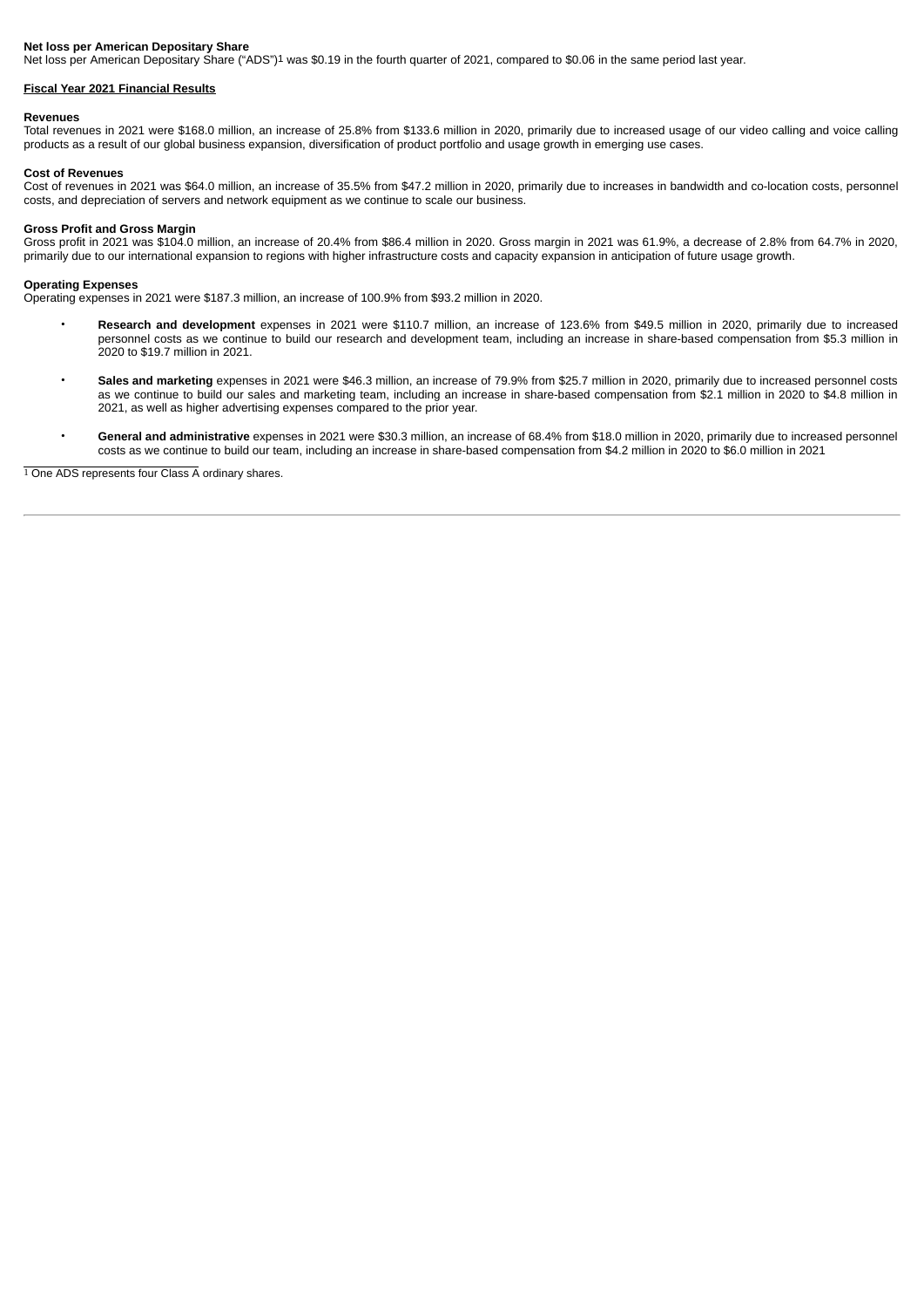**Net loss per American Depositary Share**

Net loss per American Depositary Share ("ADS")[1] was $0.19 in the fourth quarter of 2021, compared to $0.06 in the same period last year.

## Fiscal Year 2021 Financial Results

**Revenues**

Total revenues in 2021 were $168.0 million, an increase of 25.8% from $133.6 million in 2020, primarily due to increased usage of our video calling and voice calling products as a result of our global business expansion, diversification of product portfolio and usage growth in emerging use cases.

**Cost of Revenues**

Cost of revenues in 2021 was $64.0 million, an increase of 35.5% from $47.2 million in 2020, primarily due to increases in bandwidth and co-location costs, personnel costs, and depreciation of servers and network equipment as we continue to scale our business.

**Gross Profit and Gross Margin**

Gross profit in 2021 was $104.0 million, an increase of 20.4% from $86.4 million in 2020. Gross margin in 2021 was 61.9%, a decrease of 2.8% from 64.7% in 2020, primarily due to our international expansion to regions with higher infrastructure costs and capacity expansion in anticipation of future usage growth.

**Operating Expenses**

Operating expenses in 2021 were $187.3 million, an increase of 100.9% from $93.2 million in 2020.

- **Research and development** expenses in 2021 were $110.7 million, an increase of 123.6% from $49.5 million in 2020, primarily due to increased personnel costs as we continue to build our research and development team, including an increase in share-based compensation from $5.3 million in 2020 to $19.7 million in 2021.
- **Sales and marketing** expenses in 2021 were $46.3 million, an increase of 79.9% from $25.7 million in 2020, primarily due to increased personnel costs as we continue to build our sales and marketing team, including an increase in share-based compensation from $2.1 million in 2020 to $4.8 million in 2021, as well as higher advertising expenses compared to the prior year.
- **General and administrative** expenses in 2021 were $30.3 million, an increase of 68.4% from $18.0 million in 2020, primarily due to increased personnel costs as we continue to build our team, including an increase in share-based compensation from $4.2 million in 2020 to $6.0 million in 2021

[1] One ADS represents four Class A ordinary shares.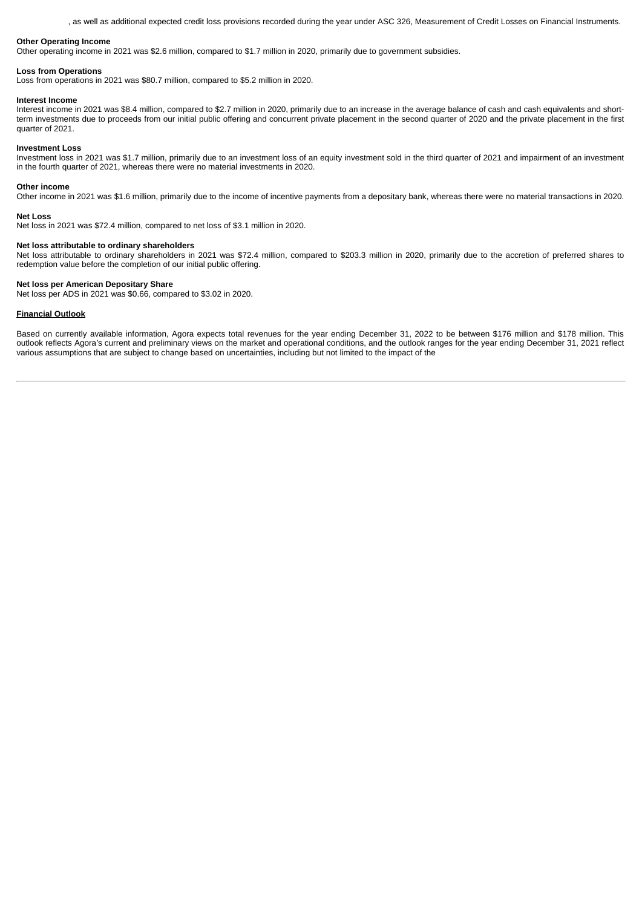, as well as additional expected credit loss provisions recorded during the year under ASC 326, Measurement of Credit Losses on Financial Instruments.

**Other Operating Income**

Other operating income in 2021 was $2.6 million, compared to $1.7 million in 2020, primarily due to government subsidies.

**Loss from Operations**

Loss from operations in 2021 was $80.7 million, compared to $5.2 million in 2020.

**Interest Income**

Interest income in 2021 was $8.4 million, compared to $2.7 million in 2020, primarily due to an increase in the average balance of cash and cash equivalents and short-term investments due to proceeds from our initial public offering and concurrent private placement in the second quarter of 2020 and the private placement in the first quarter of 2021.

**Investment Loss**

Investment loss in 2021 was $1.7 million, primarily due to an investment loss of an equity investment sold in the third quarter of 2021 and impairment of an investment in the fourth quarter of 2021, whereas there were no material investments in 2020.

**Other income**

Other income in 2021 was $1.6 million, primarily due to the income of incentive payments from a depositary bank, whereas there were no material transactions in 2020.

**Net Loss**

Net loss in 2021 was $72.4 million, compared to net loss of $3.1 million in 2020.

**Net loss attributable to ordinary shareholders**

Net loss attributable to ordinary shareholders in 2021 was $72.4 million, compared to $203.3 million in 2020, primarily due to the accretion of preferred shares to redemption value before the completion of our initial public offering.

**Net loss per American Depositary Share**

Net loss per ADS in 2021 was $0.66, compared to $3.02 in 2020.

**Financial Outlook**

Based on currently available information, Agora expects total revenues for the year ending December 31, 2022 to be between $176 million and $178 million. This outlook reflects Agora's current and preliminary views on the market and operational conditions, and the outlook ranges for the year ending December 31, 2021 reflect various assumptions that are subject to change based on uncertainties, including but not limited to the impact of the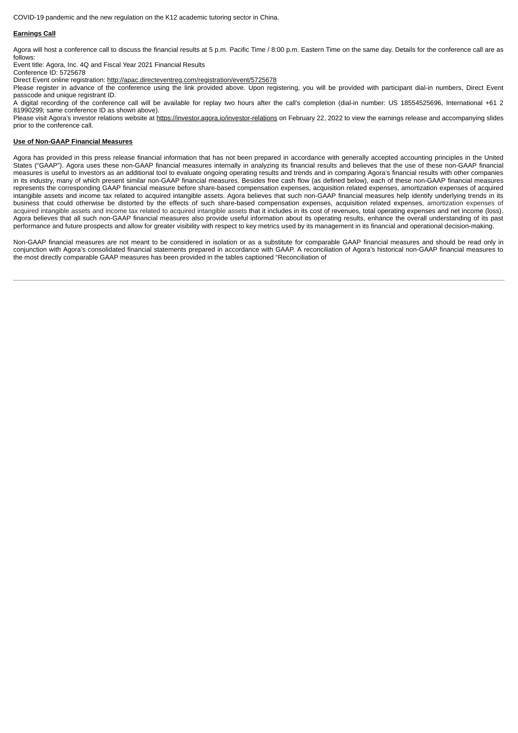COVID-19 pandemic and the new regulation on the K12 academic tutoring sector in China.

**Earnings Call**

Agora will host a conference call to discuss the financial results at 5 p.m. Pacific Time / 8:00 p.m. Eastern Time on the same day. Details for the conference call are as follows:

Event title: Agora, Inc. 4Q and Fiscal Year 2021 Financial Results

Conference ID: 5725678

Direct Event online registration: http://apac.directeventreg.com/registration/event/5725678

Please register in advance of the conference using the link provided above. Upon registering, you will be provided with participant dial-in numbers, Direct Event passcode and unique registrant ID.

A digital recording of the conference call will be available for replay two hours after the call's completion (dial-in number: US 18554525696, International +61 2 81990299; same conference ID as shown above).

Please visit Agora's investor relations website at https://investor.agora.io/investor-relations on February 22, 2022 to view the earnings release and accompanying slides prior to the conference call.

**Use of Non-GAAP Financial Measures**

Agora has provided in this press release financial information that has not been prepared in accordance with generally accepted accounting principles in the United States ("GAAP"). Agora uses these non-GAAP financial measures internally in analyzing its financial results and believes that the use of these non-GAAP financial measures is useful to investors as an additional tool to evaluate ongoing operating results and trends and in comparing Agora's financial results with other companies in its industry, many of which present similar non-GAAP financial measures. Besides free cash flow (as defined below), each of these non-GAAP financial measures represents the corresponding GAAP financial measure before share-based compensation expenses, acquisition related expenses, amortization expenses of acquired intangible assets and income tax related to acquired intangible assets. Agora believes that such non-GAAP financial measures help identify underlying trends in its business that could otherwise be distorted by the effects of such share-based compensation expenses, acquisition related expenses, amortization expenses of acquired intangible assets and income tax related to acquired intangible assets that it includes in its cost of revenues, total operating expenses and net income (loss). Agora believes that all such non-GAAP financial measures also provide useful information about its operating results, enhance the overall understanding of its past performance and future prospects and allow for greater visibility with respect to key metrics used by its management in its financial and operational decision-making.

Non-GAAP financial measures are not meant to be considered in isolation or as a substitute for comparable GAAP financial measures and should be read only in conjunction with Agora's consolidated financial statements prepared in accordance with GAAP. A reconciliation of Agora's historical non-GAAP financial measures to the most directly comparable GAAP measures has been provided in the tables captioned "Reconciliation of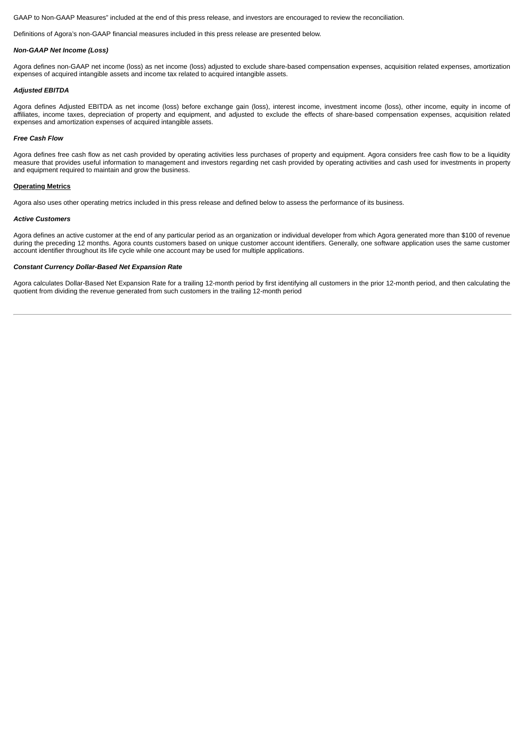GAAP to Non-GAAP Measures" included at the end of this press release, and investors are encouraged to review the reconciliation.

Definitions of Agora's non-GAAP financial measures included in this press release are presented below.

***Non-GAAP Net Income (Loss)***

Agora defines non-GAAP net income (loss) as net income (loss) adjusted to exclude share-based compensation expenses, acquisition related expenses, amortization expenses of acquired intangible assets and income tax related to acquired intangible assets.

***Adjusted EBITDA***

Agora defines Adjusted EBITDA as net income (loss) before exchange gain (loss), interest income, investment income (loss), other income, equity in income of affiliates, income taxes, depreciation of property and equipment, and adjusted to exclude the effects of share-based compensation expenses, acquisition related expenses and amortization expenses of acquired intangible assets.

***Free Cash Flow***

Agora defines free cash flow as net cash provided by operating activities less purchases of property and equipment. Agora considers free cash flow to be a liquidity measure that provides useful information to management and investors regarding net cash provided by operating activities and cash used for investments in property and equipment required to maintain and grow the business.

**Operating Metrics**

Agora also uses other operating metrics included in this press release and defined below to assess the performance of its business.

***Active Customers***

Agora defines an active customer at the end of any particular period as an organization or individual developer from which Agora generated more than $100 of revenue during the preceding 12 months. Agora counts customers based on unique customer account identifiers. Generally, one software application uses the same customer account identifier throughout its life cycle while one account may be used for multiple applications.

***Constant Currency Dollar-Based Net Expansion Rate***

Agora calculates Dollar-Based Net Expansion Rate for a trailing 12-month period by first identifying all customers in the prior 12-month period, and then calculating the quotient from dividing the revenue generated from such customers in the trailing 12-month period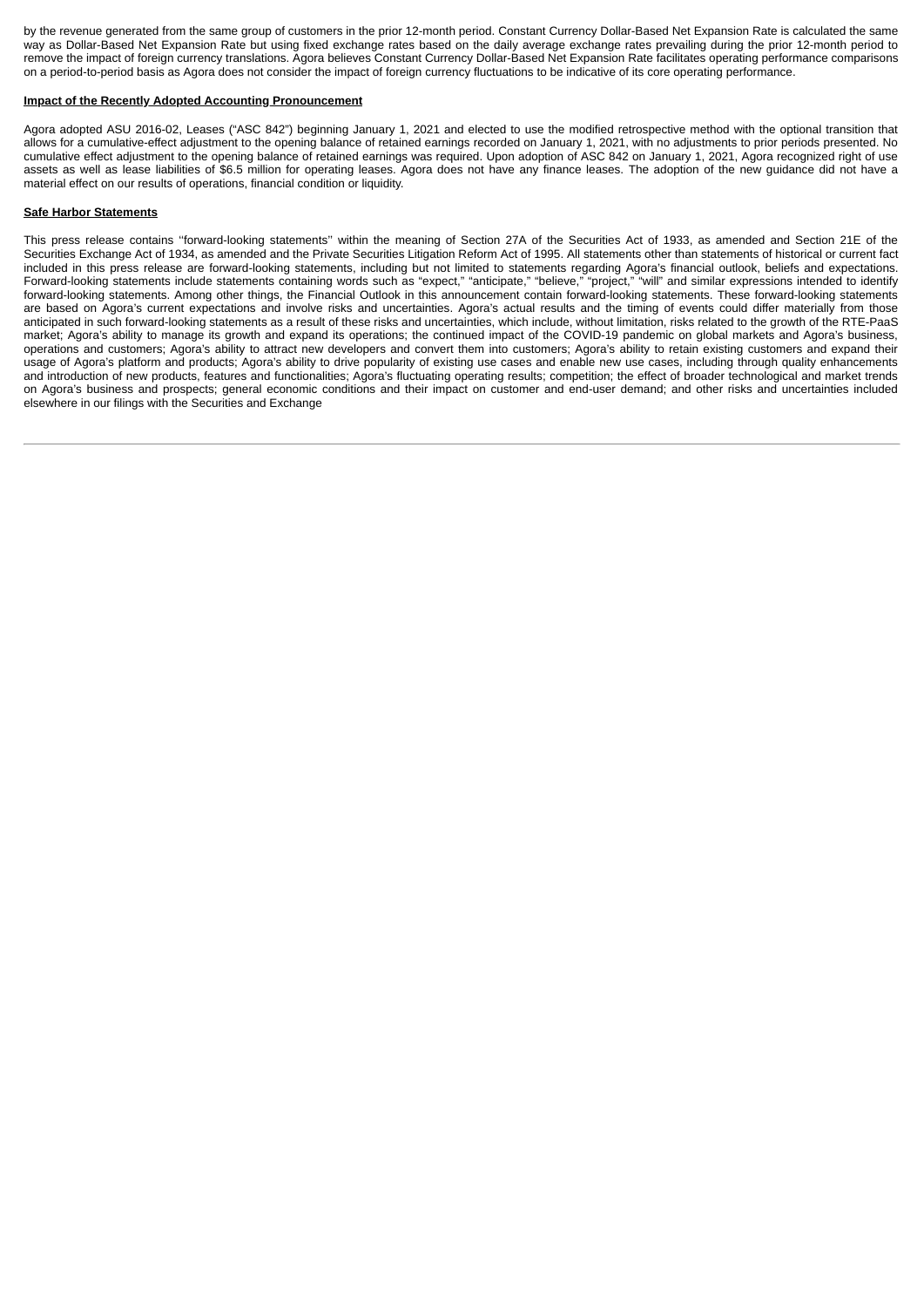by the revenue generated from the same group of customers in the prior 12-month period. Constant Currency Dollar-Based Net Expansion Rate is calculated the same way as Dollar-Based Net Expansion Rate but using fixed exchange rates based on the daily average exchange rates prevailing during the prior 12-month period to remove the impact of foreign currency translations. Agora believes Constant Currency Dollar-Based Net Expansion Rate facilitates operating performance comparisons on a period-to-period basis as Agora does not consider the impact of foreign currency fluctuations to be indicative of its core operating performance.

**Impact of the Recently Adopted Accounting Pronouncement**

Agora adopted ASU 2016-02, Leases ("ASC 842") beginning January 1, 2021 and elected to use the modified retrospective method with the optional transition that allows for a cumulative-effect adjustment to the opening balance of retained earnings recorded on January 1, 2021, with no adjustments to prior periods presented. No cumulative effect adjustment to the opening balance of retained earnings was required. Upon adoption of ASC 842 on January 1, 2021, Agora recognized right of use assets as well as lease liabilities of $6.5 million for operating leases. Agora does not have any finance leases. The adoption of the new guidance did not have a material effect on our results of operations, financial condition or liquidity.

**Safe Harbor Statements**

This press release contains ''forward-looking statements'' within the meaning of Section 27A of the Securities Act of 1933, as amended and Section 21E of the Securities Exchange Act of 1934, as amended and the Private Securities Litigation Reform Act of 1995. All statements other than statements of historical or current fact included in this press release are forward-looking statements, including but not limited to statements regarding Agora's financial outlook, beliefs and expectations. Forward-looking statements include statements containing words such as "expect," "anticipate," "believe," "project," "will" and similar expressions intended to identify forward-looking statements. Among other things, the Financial Outlook in this announcement contain forward-looking statements. These forward-looking statements are based on Agora's current expectations and involve risks and uncertainties. Agora's actual results and the timing of events could differ materially from those anticipated in such forward-looking statements as a result of these risks and uncertainties, which include, without limitation, risks related to the growth of the RTE-PaaS market; Agora's ability to manage its growth and expand its operations; the continued impact of the COVID-19 pandemic on global markets and Agora's business, operations and customers; Agora's ability to attract new developers and convert them into customers; Agora's ability to retain existing customers and expand their usage of Agora's platform and products; Agora's ability to drive popularity of existing use cases and enable new use cases, including through quality enhancements and introduction of new products, features and functionalities; Agora's fluctuating operating results; competition; the effect of broader technological and market trends on Agora's business and prospects; general economic conditions and their impact on customer and end-user demand; and other risks and uncertainties included elsewhere in our filings with the Securities and Exchange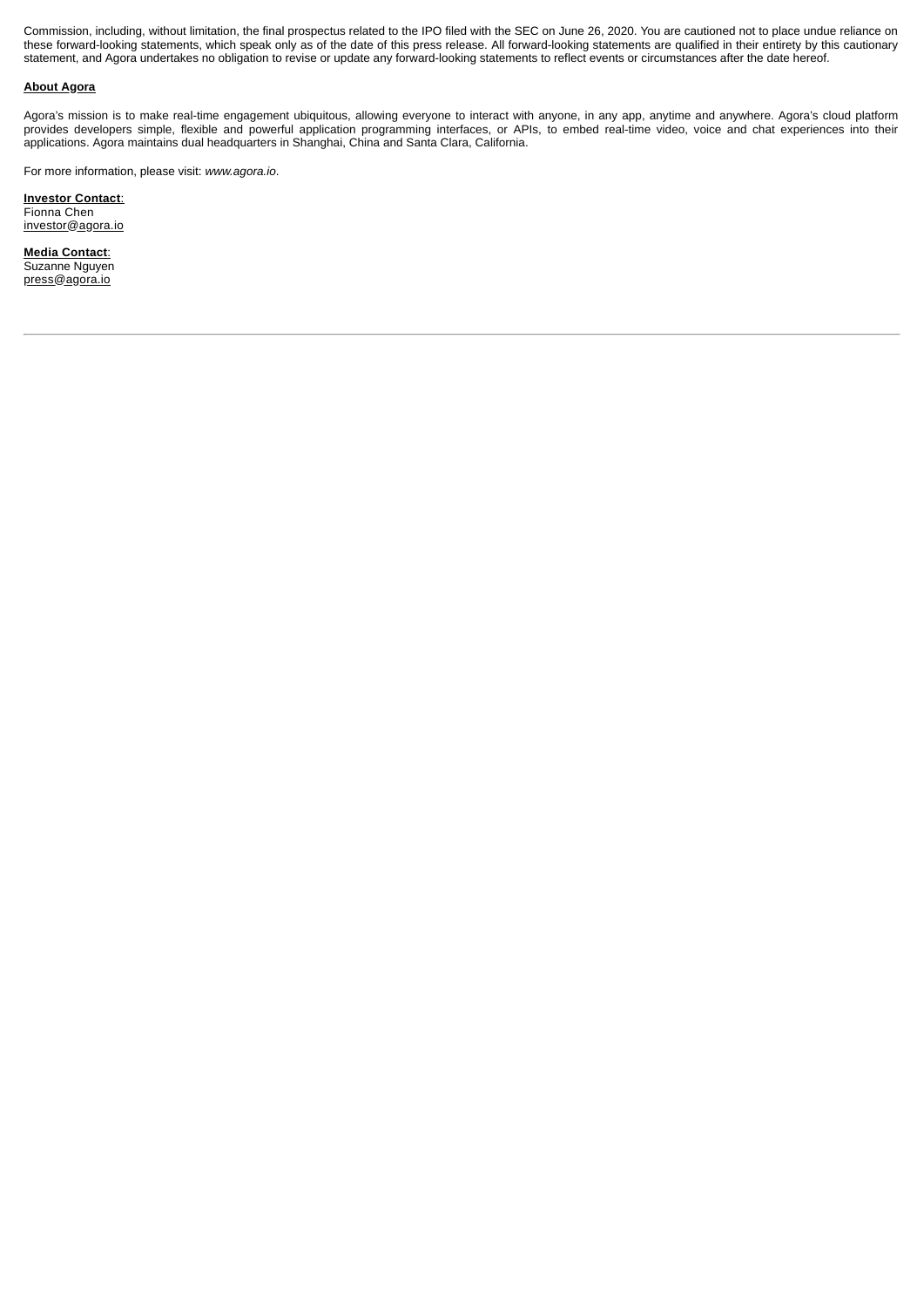Commission, including, without limitation, the final prospectus related to the IPO filed with the SEC on June 26, 2020. You are cautioned not to place undue reliance on these forward-looking statements, which speak only as of the date of this press release. All forward-looking statements are qualified in their entirety by this cautionary statement, and Agora undertakes no obligation to revise or update any forward-looking statements to reflect events or circumstances after the date hereof.

**About Agora**

Agora's mission is to make real-time engagement ubiquitous, allowing everyone to interact with anyone, in any app, anytime and anywhere. Agora's cloud platform provides developers simple, flexible and powerful application programming interfaces, or APIs, to embed real-time video, voice and chat experiences into their applications. Agora maintains dual headquarters in Shanghai, China and Santa Clara, California.

For more information, please visit: *www.agora.io*.

**Investor Contact**:
Fionna Chen
investor@agora.io

**Media Contact**:
Suzanne Nguyen
press@agora.io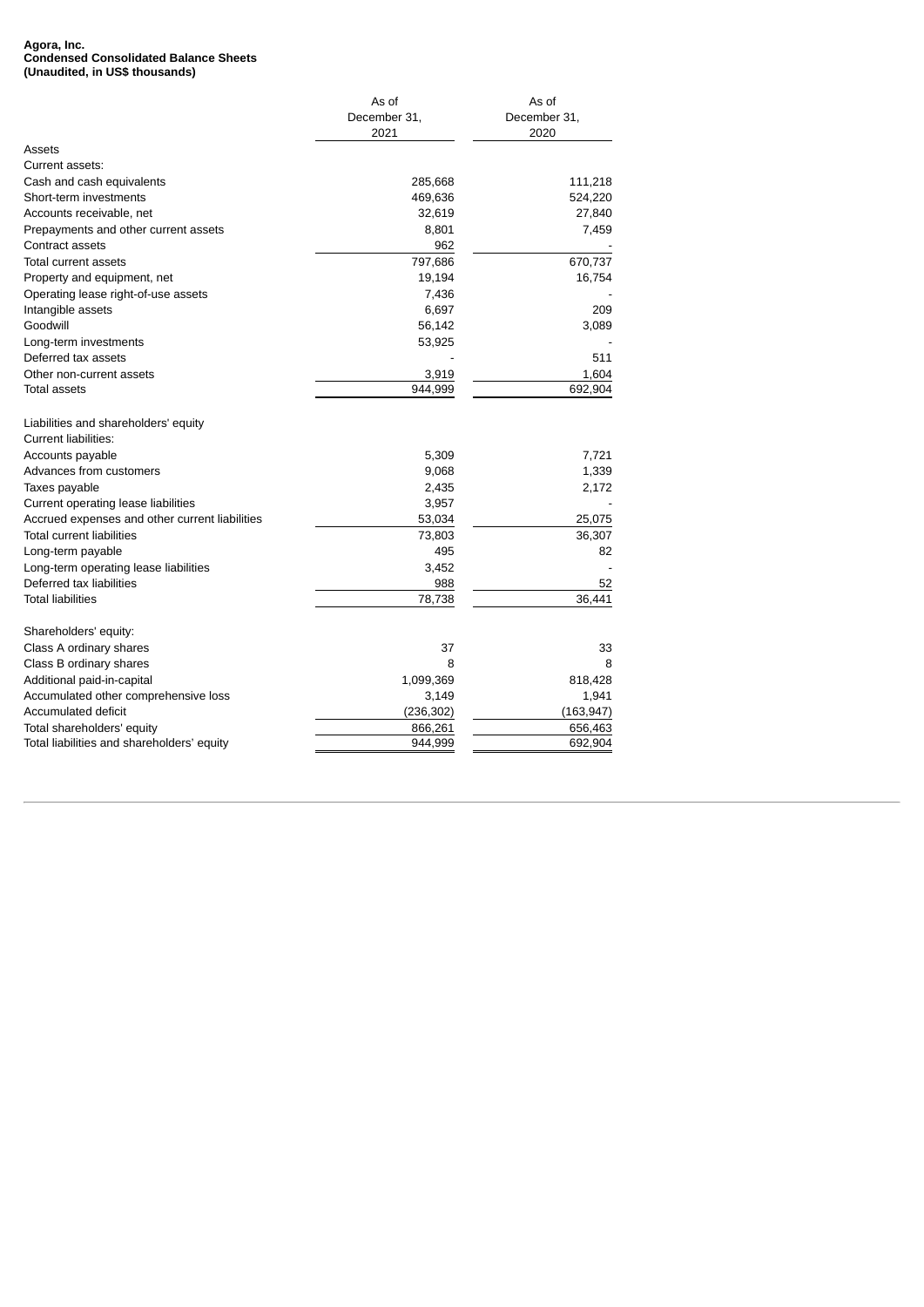**Agora, Inc.**
**Condensed Consolidated Balance Sheets**
**(Unaudited, in US$ thousands)**

| | As of December 31, 2021 | As of December 31, 2020 |
|---|---|---|
| Assets | | |
| Current assets: | | |
| Cash and cash equivalents | 285,668 | 111,218 |
| Short-term investments | 469,636 | 524,220 |
| Accounts receivable, net | 32,619 | 27,840 |
| Prepayments and other current assets | 8,801 | 7,459 |
| Contract assets | 962 | - |
| Total current assets | 797,686 | 670,737 |
| Property and equipment, net | 19,194 | 16,754 |
| Operating lease right-of-use assets | 7,436 | - |
| Intangible assets | 6,697 | 209 |
| Goodwill | 56,142 | 3,089 |
| Long-term investments | 53,925 | - |
| Deferred tax assets | - | 511 |
| Other non-current assets | 3,919 | 1,604 |
| Total assets | 944,999 | 692,904 |
| | | |
| Liabilities and shareholders' equity | | |
| Current liabilities: | | |
| Accounts payable | 5,309 | 7,721 |
| Advances from customers | 9,068 | 1,339 |
| Taxes payable | 2,435 | 2,172 |
| Current operating lease liabilities | 3,957 | - |
| Accrued expenses and other current liabilities | 53,034 | 25,075 |
| Total current liabilities | 73,803 | 36,307 |
| Long-term payable | 495 | 82 |
| Long-term operating lease liabilities | 3,452 | - |
| Deferred tax liabilities | 988 | 52 |
| Total liabilities | 78,738 | 36,441 |
| | | |
| Shareholders' equity: | | |
| Class A ordinary shares | 37 | 33 |
| Class B ordinary shares | 8 | 8 |
| Additional paid-in-capital | 1,099,369 | 818,428 |
| Accumulated other comprehensive loss | 3,149 | 1,941 |
| Accumulated deficit | (236,302) | (163,947) |
| Total shareholders' equity | 866,261 | 656,463 |
| Total liabilities and shareholders' equity | 944,999 | 692,904 |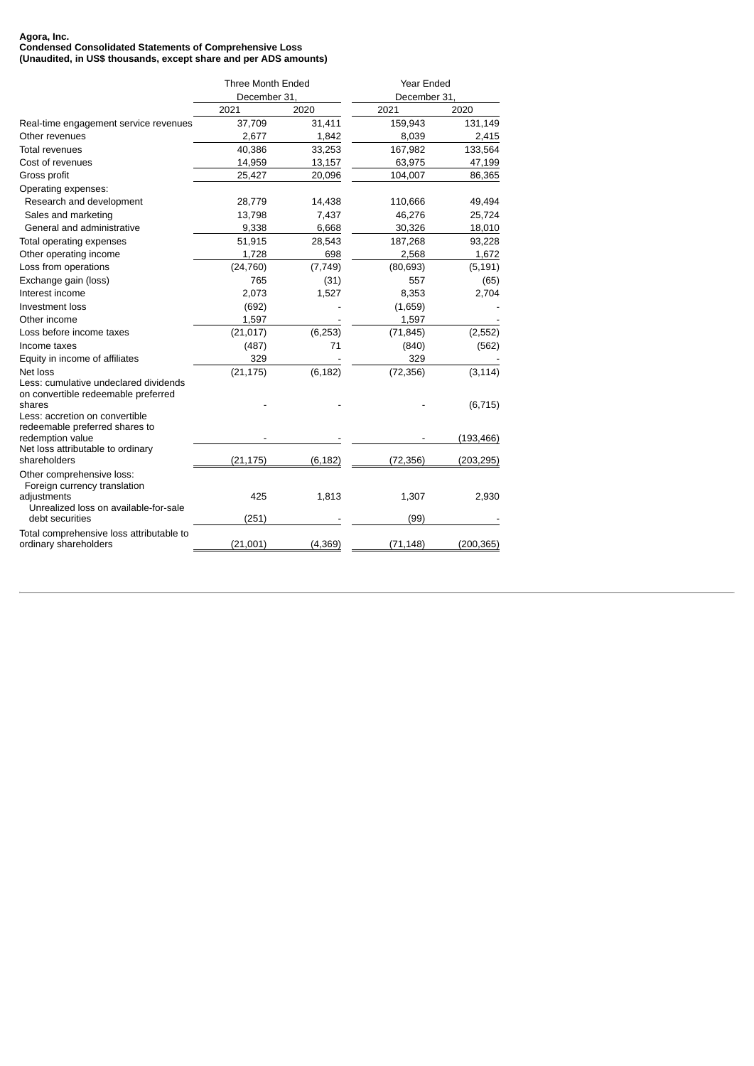**Agora, Inc.**
**Condensed Consolidated Statements of Comprehensive Loss**
**(Unaudited, in US$ thousands, except share and per ADS amounts)**

| | Three Month Ended December 31, | | Year Ended December 31, | |
|---|---|---|---|---|
| | 2021 | 2020 | 2021 | 2020 |
| Real-time engagement service revenues | 37,709 | 31,411 | 159,943 | 131,149 |
| Other revenues | 2,677 | 1,842 | 8,039 | 2,415 |
| Total revenues | 40,386 | 33,253 | 167,982 | 133,564 |
| Cost of revenues | 14,959 | 13,157 | 63,975 | 47,199 |
| Gross profit | 25,427 | 20,096 | 104,007 | 86,365 |
| Operating expenses: | | | | |
| Research and development | 28,779 | 14,438 | 110,666 | 49,494 |
| Sales and marketing | 13,798 | 7,437 | 46,276 | 25,724 |
| General and administrative | 9,338 | 6,668 | 30,326 | 18,010 |
| Total operating expenses | 51,915 | 28,543 | 187,268 | 93,228 |
| Other operating income | 1,728 | 698 | 2,568 | 1,672 |
| Loss from operations | (24,760) | (7,749) | (80,693) | (5,191) |
| Exchange gain (loss) | 765 | (31) | 557 | (65) |
| Interest income | 2,073 | 1,527 | 8,353 | 2,704 |
| Investment loss | (692) | - | (1,659) | - |
| Other income | 1,597 | - | 1,597 | - |
| Loss before income taxes | (21,017) | (6,253) | (71,845) | (2,552) |
| Income taxes | (487) | 71 | (840) | (562) |
| Equity in income of affiliates | 329 | - | 329 | - |
| Net loss | (21,175) | (6,182) | (72,356) | (3,114) |
| Less: cumulative undeclared dividends on convertible redeemable preferred shares | - | - | - | (6,715) |
| Less: accretion on convertible redeemable preferred shares to redemption value | - | - | - | (193,466) |
| Net loss attributable to ordinary shareholders | (21,175) | (6,182) | (72,356) | (203,295) |
| Other comprehensive loss: | | | | |
| Foreign currency translation adjustments | 425 | 1,813 | 1,307 | 2,930 |
| Unrealized loss on available-for-sale debt securities | (251) | - | (99) | - |
| Total comprehensive loss attributable to ordinary shareholders | (21,001) | (4,369) | (71,148) | (200,365) |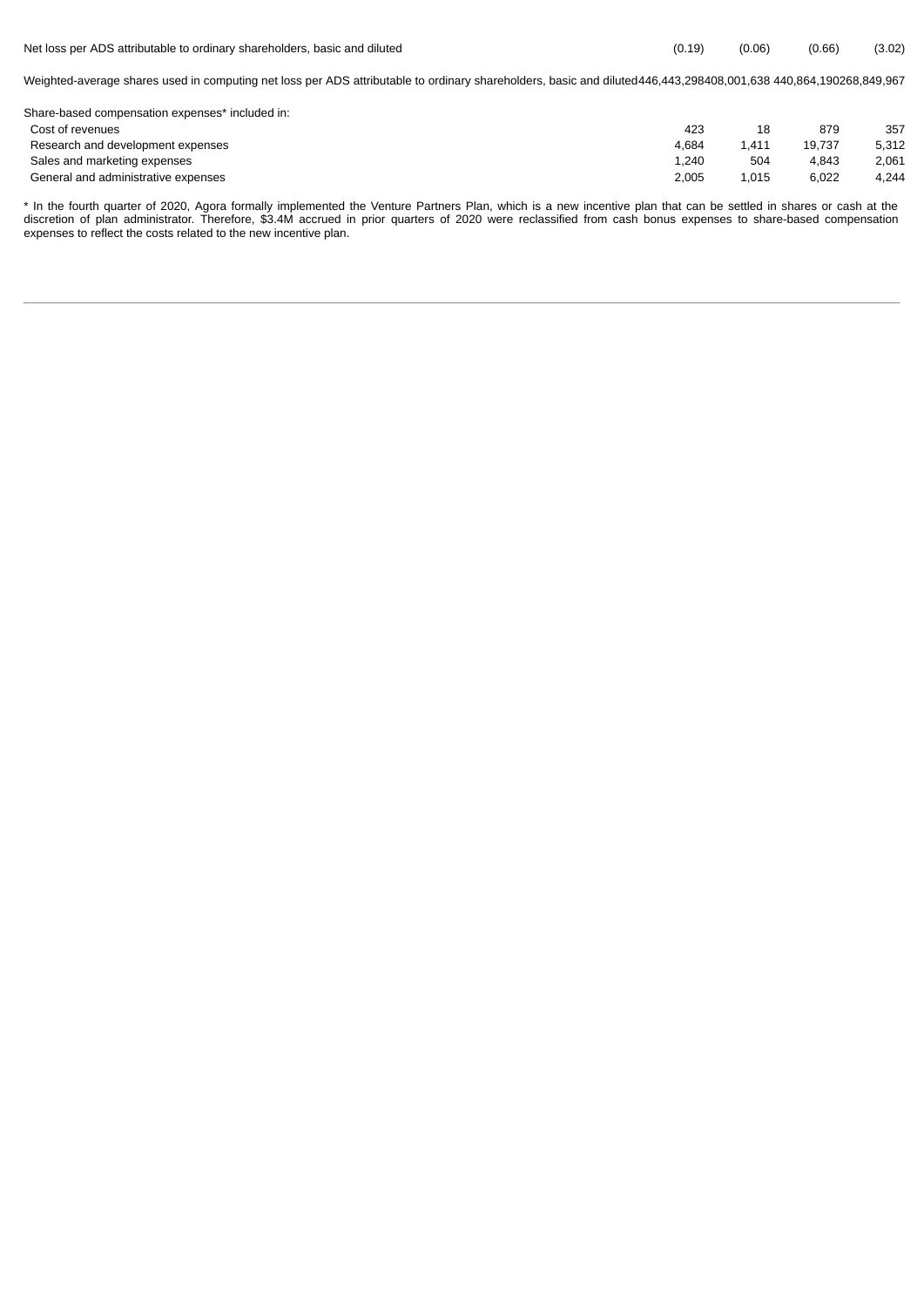| | | | | |
|---|---|---|---|---|
| Net loss per ADS attributable to ordinary shareholders, basic and diluted | (0.19) | (0.06) | (0.66) | (3.02) |
| Weighted-average shares used in computing net loss per ADS attributable to ordinary shareholders, basic and diluted | 446,443,298 | 408,001,638 | 440,864,190 | 268,849,967 |
| Share-based compensation expenses* included in: | | | | |
| Cost of revenues | 423 | 18 | 879 | 357 |
| Research and development expenses | 4,684 | 1,411 | 19,737 | 5,312 |
| Sales and marketing expenses | 1,240 | 504 | 4,843 | 2,061 |
| General and administrative expenses | 2,005 | 1,015 | 6,022 | 4,244 |

* In the fourth quarter of 2020, Agora formally implemented the Venture Partners Plan, which is a new incentive plan that can be settled in shares or cash at the discretion of plan administrator. Therefore, $3.4M accrued in prior quarters of 2020 were reclassified from cash bonus expenses to share-based compensation expenses to reflect the costs related to the new incentive plan.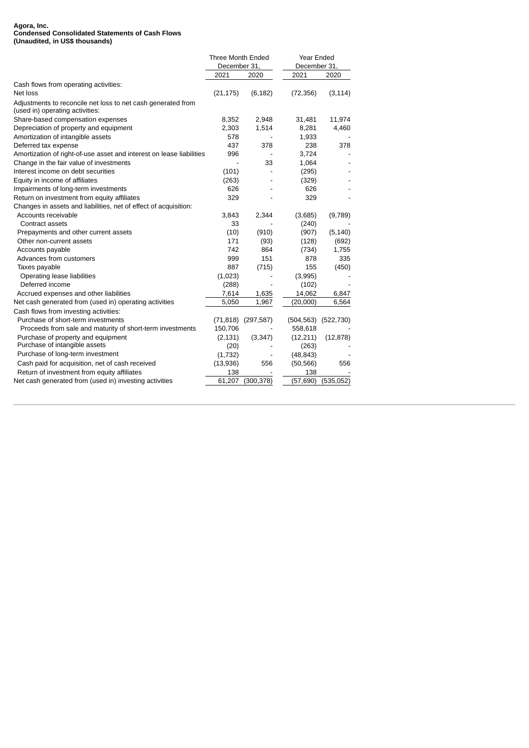**Agora, Inc.**
**Condensed Consolidated Statements of Cash Flows**
**(Unaudited, in US$ thousands)**

| | Three Month Ended December 31, | | Year Ended December 31, | |
|---|---|---|---|---|
| | 2021 | 2020 | 2021 | 2020 |
| Cash flows from operating activities: | | | | |
| Net loss | (21,175) | (6,182) | (72,356) | (3,114) |
| Adjustments to reconcile net loss to net cash generated from (used in) operating activities: | | | | |
| Share-based compensation expenses | 8,352 | 2,948 | 31,481 | 11,974 |
| Depreciation of property and equipment | 2,303 | 1,514 | 8,281 | 4,460 |
| Amortization of intangible assets | 578 | - | 1,933 | - |
| Deferred tax expense | 437 | 378 | 238 | 378 |
| Amortization of right-of-use asset and interest on lease liabilities | 996 | - | 3,724 | - |
| Change in the fair value of investments | - | 33 | 1,064 | - |
| Interest income on debt securities | (101) | - | (295) | - |
| Equity in income of affiliates | (263) | - | (329) | - |
| Impairments of long-term investments | 626 | - | 626 | - |
| Return on investment from equity affiliates | 329 | - | 329 | - |
| Changes in assets and liabilities, net of effect of acquisition: | | | | |
| Accounts receivable | 3,843 | 2,344 | (3,685) | (9,789) |
| Contract assets | 33 | - | (240) | - |
| Prepayments and other current assets | (10) | (910) | (907) | (5,140) |
| Other non-current assets | 171 | (93) | (128) | (692) |
| Accounts payable | 742 | 864 | (734) | 1,755 |
| Advances from customers | 999 | 151 | 878 | 335 |
| Taxes payable | 887 | (715) | 155 | (450) |
| Operating lease liabilities | (1,023) | - | (3,995) | - |
| Deferred income | (288) | - | (102) | - |
| Accrued expenses and other liabilities | 7,614 | 1,635 | 14,062 | 6,847 |
| Net cash generated from (used in) operating activities | 5,050 | 1,967 | (20,000) | 6,564 |
| Cash flows from investing activities: | | | | |
| Purchase of short-term investments | (71,818) | (297,587) | (504,563) | (522,730) |
| Proceeds from sale and maturity of short-term investments | 150,706 | - | 558,618 | - |
| Purchase of property and equipment | (2,131) | (3,347) | (12,211) | (12,878) |
| Purchase of intangible assets | (20) | - | (263) | - |
| Purchase of long-term investment | (1,732) | - | (48,843) | - |
| Cash paid for acquisition, net of cash received | (13,936) | 556 | (50,566) | 556 |
| Return of investment from equity affiliates | 138 | - | 138 | - |
| Net cash generated from (used in) investing activities | 61,207 | (300,378) | (57,690) | (535,052) |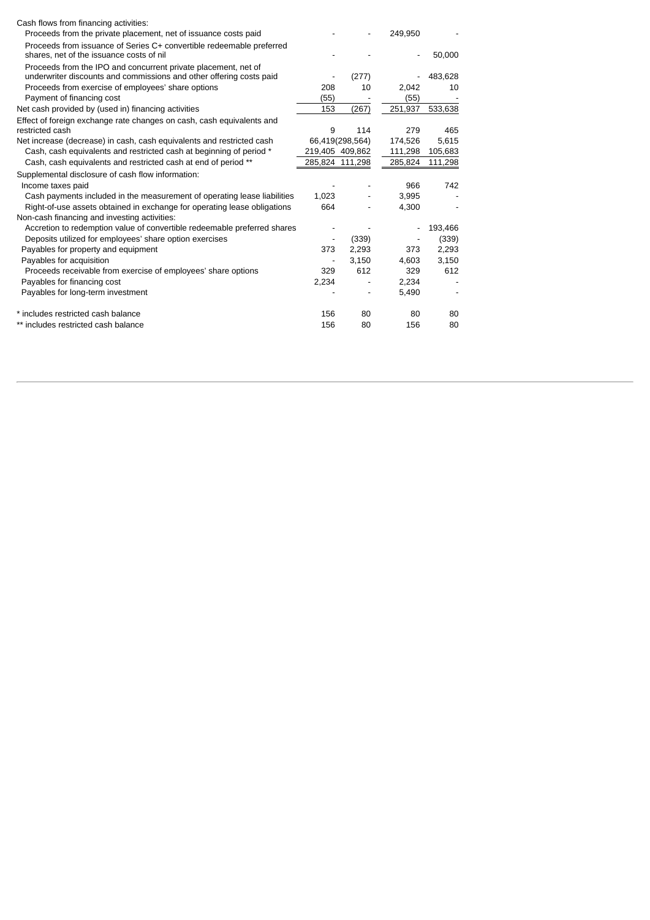| | | | | |
|---|---|---|---|---|
| Cash flows from financing activities: | | | | |
| Proceeds from the private placement, net of issuance costs paid | - | - | 249,950 | - |
| Proceeds from issuance of Series C+ convertible redeemable preferred shares, net of the issuance costs of nil | - | - | - | 50,000 |
| Proceeds from the IPO and concurrent private placement, net of underwriter discounts and commissions and other offering costs paid | - | (277) | - | 483,628 |
| Proceeds from exercise of employees' share options | 208 | 10 | 2,042 | 10 |
| Payment of financing cost | (55) | - | (55) | - |
| Net cash provided by (used in) financing activities | 153 | (267) | 251,937 | 533,638 |
| Effect of foreign exchange rate changes on cash, cash equivalents and restricted cash | 9 | 114 | 279 | 465 |
| Net increase (decrease) in cash, cash equivalents and restricted cash | 66,419 | (298,564) | 174,526 | 5,615 |
| Cash, cash equivalents and restricted cash at beginning of period * | 219,405 | 409,862 | 111,298 | 105,683 |
| Cash, cash equivalents and restricted cash at end of period ** | 285,824 | 111,298 | 285,824 | 111,298 |
| Supplemental disclosure of cash flow information: | | | | |
| Income taxes paid | - | - | 966 | 742 |
| Cash payments included in the measurement of operating lease liabilities | 1,023 | - | 3,995 | - |
| Right-of-use assets obtained in exchange for operating lease obligations | 664 | - | 4,300 | - |
| Non-cash financing and investing activities: | | | | |
| Accretion to redemption value of convertible redeemable preferred shares | - | - | - | 193,466 |
| Deposits utilized for employees' share option exercises | - | (339) | - | (339) |
| Payables for property and equipment | 373 | 2,293 | 373 | 2,293 |
| Payables for acquisition | - | 3,150 | 4,603 | 3,150 |
| Proceeds receivable from exercise of employees' share options | 329 | 612 | 329 | 612 |
| Payables for financing cost | 2,234 | - | 2,234 | - |
| Payables for long-term investment | - | - | 5,490 | - |
| | | | | |
| * includes restricted cash balance | 156 | 80 | 80 | 80 |
| ** includes restricted cash balance | 156 | 80 | 156 | 80 |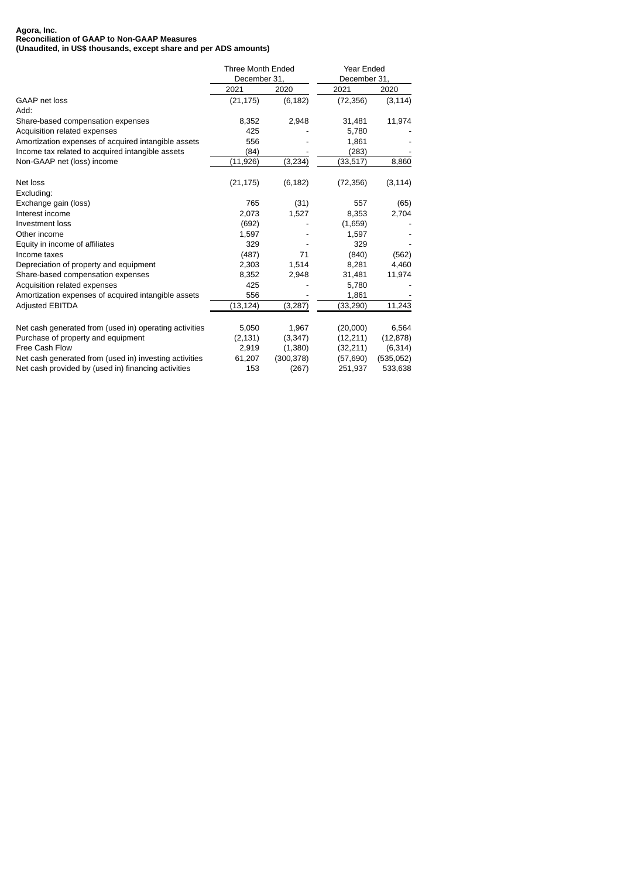**Agora, Inc.**
**Reconciliation of GAAP to Non-GAAP Measures**
**(Unaudited, in US$ thousands, except share and per ADS amounts)**

| | Three Month Ended December 31, | | Year Ended December 31, | |
|---|---|---|---|---|
| | 2021 | 2020 | 2021 | 2020 |
| GAAP net loss | (21,175) | (6,182) | (72,356) | (3,114) |
| Add: | | | | |
| Share-based compensation expenses | 8,352 | 2,948 | 31,481 | 11,974 |
| Acquisition related expenses | 425 | - | 5,780 | - |
| Amortization expenses of acquired intangible assets | 556 | - | 1,861 | - |
| Income tax related to acquired intangible assets | (84) | - | (283) | - |
| Non-GAAP net (loss) income | (11,926) | (3,234) | (33,517) | 8,860 |
| | | | | |
| Net loss | (21,175) | (6,182) | (72,356) | (3,114) |
| Excluding: | | | | |
| Exchange gain (loss) | 765 | (31) | 557 | (65) |
| Interest income | 2,073 | 1,527 | 8,353 | 2,704 |
| Investment loss | (692) | - | (1,659) | - |
| Other income | 1,597 | - | 1,597 | - |
| Equity in income of affiliates | 329 | - | 329 | - |
| Income taxes | (487) | 71 | (840) | (562) |
| Depreciation of property and equipment | 2,303 | 1,514 | 8,281 | 4,460 |
| Share-based compensation expenses | 8,352 | 2,948 | 31,481 | 11,974 |
| Acquisition related expenses | 425 | - | 5,780 | - |
| Amortization expenses of acquired intangible assets | 556 | - | 1,861 | - |
| Adjusted EBITDA | (13,124) | (3,287) | (33,290) | 11,243 |
| | | | | |
| Net cash generated from (used in) operating activities | 5,050 | 1,967 | (20,000) | 6,564 |
| Purchase of property and equipment | (2,131) | (3,347) | (12,211) | (12,878) |
| Free Cash Flow | 2,919 | (1,380) | (32,211) | (6,314) |
| Net cash generated from (used in) investing activities | 61,207 | (300,378) | (57,690) | (535,052) |
| Net cash provided by (used in) financing activities | 153 | (267) | 251,937 | 533,638 |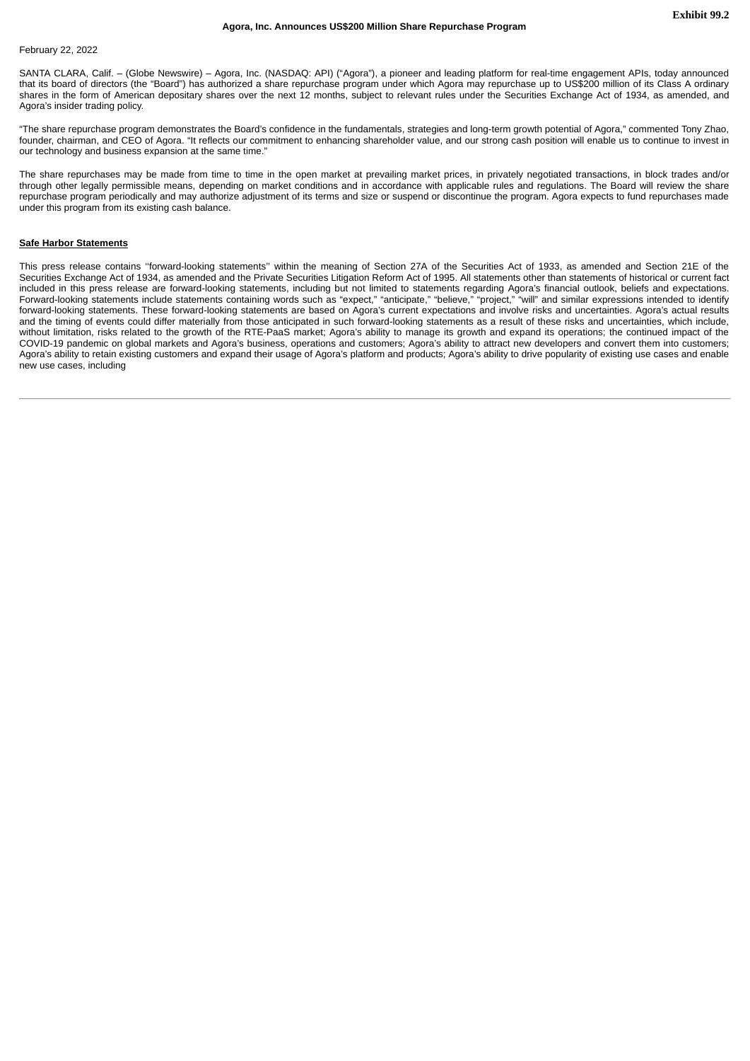**Exhibit 99.2**

**Agora, Inc. Announces US$200 Million Share Repurchase Program**

February 22, 2022

SANTA CLARA, Calif. – (Globe Newswire) – Agora, Inc. (NASDAQ: API) ("Agora"), a pioneer and leading platform for real-time engagement APIs, today announced that its board of directors (the "Board") has authorized a share repurchase program under which Agora may repurchase up to US$200 million of its Class A ordinary shares in the form of American depositary shares over the next 12 months, subject to relevant rules under the Securities Exchange Act of 1934, as amended, and Agora's insider trading policy.

"The share repurchase program demonstrates the Board's confidence in the fundamentals, strategies and long-term growth potential of Agora," commented Tony Zhao, founder, chairman, and CEO of Agora. "It reflects our commitment to enhancing shareholder value, and our strong cash position will enable us to continue to invest in our technology and business expansion at the same time."

The share repurchases may be made from time to time in the open market at prevailing market prices, in privately negotiated transactions, in block trades and/or through other legally permissible means, depending on market conditions and in accordance with applicable rules and regulations. The Board will review the share repurchase program periodically and may authorize adjustment of its terms and size or suspend or discontinue the program. Agora expects to fund repurchases made under this program from its existing cash balance.

**Safe Harbor Statements**

This press release contains ''forward-looking statements'' within the meaning of Section 27A of the Securities Act of 1933, as amended and Section 21E of the Securities Exchange Act of 1934, as amended and the Private Securities Litigation Reform Act of 1995. All statements other than statements of historical or current fact included in this press release are forward-looking statements, including but not limited to statements regarding Agora's financial outlook, beliefs and expectations. Forward-looking statements include statements containing words such as "expect," "anticipate," "believe," "project," "will" and similar expressions intended to identify forward-looking statements. These forward-looking statements are based on Agora's current expectations and involve risks and uncertainties. Agora's actual results and the timing of events could differ materially from those anticipated in such forward-looking statements as a result of these risks and uncertainties, which include, without limitation, risks related to the growth of the RTE-PaaS market; Agora's ability to manage its growth and expand its operations; the continued impact of the COVID-19 pandemic on global markets and Agora's business, operations and customers; Agora's ability to attract new developers and convert them into customers; Agora's ability to retain existing customers and expand their usage of Agora's platform and products; Agora's ability to drive popularity of existing use cases and enable new use cases, including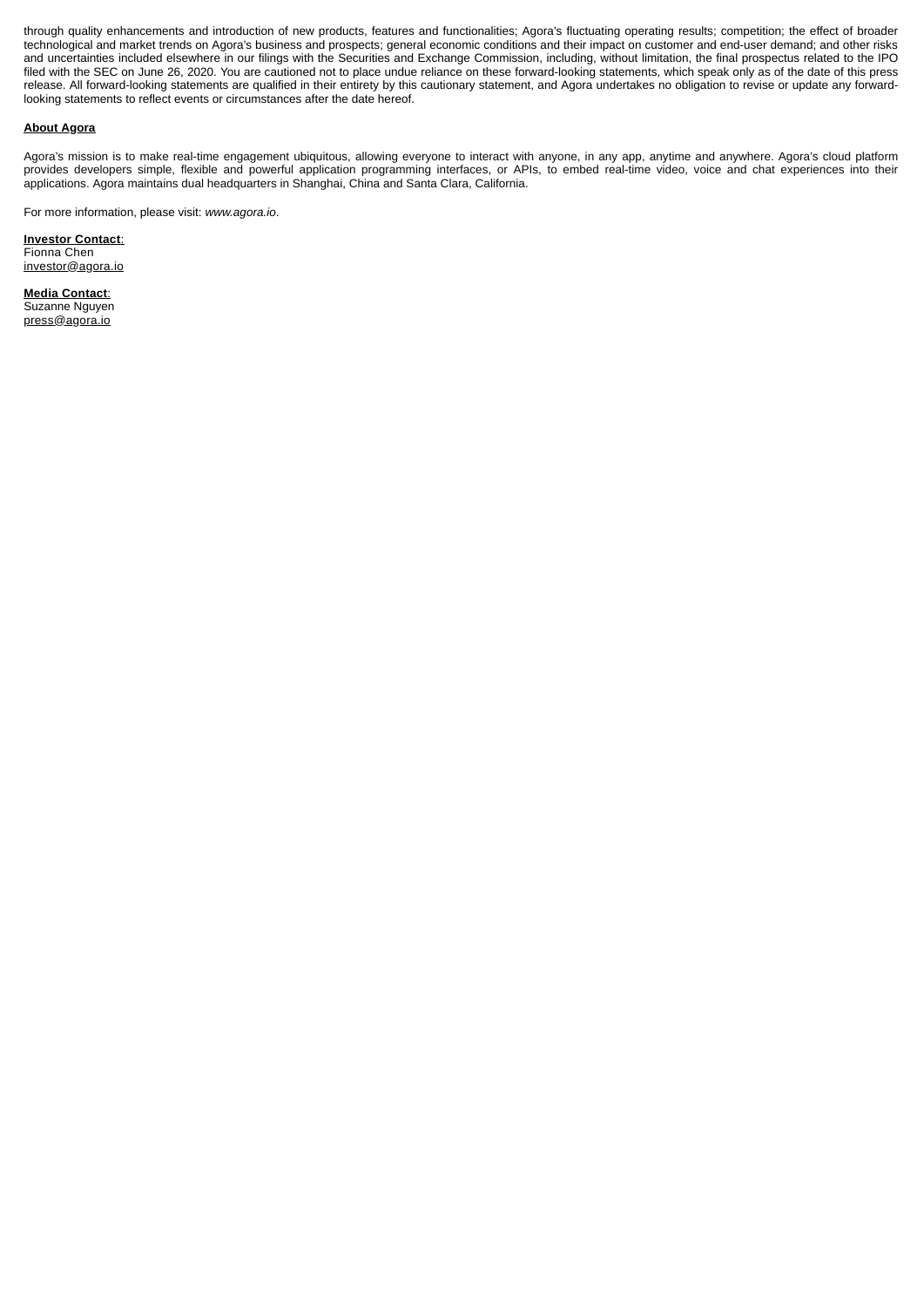through quality enhancements and introduction of new products, features and functionalities; Agora's fluctuating operating results; competition; the effect of broader technological and market trends on Agora's business and prospects; general economic conditions and their impact on customer and end-user demand; and other risks and uncertainties included elsewhere in our filings with the Securities and Exchange Commission, including, without limitation, the final prospectus related to the IPO filed with the SEC on June 26, 2020. You are cautioned not to place undue reliance on these forward-looking statements, which speak only as of the date of this press release. All forward-looking statements are qualified in their entirety by this cautionary statement, and Agora undertakes no obligation to revise or update any forward-looking statements to reflect events or circumstances after the date hereof.

**About Agora**

Agora's mission is to make real-time engagement ubiquitous, allowing everyone to interact with anyone, in any app, anytime and anywhere. Agora's cloud platform provides developers simple, flexible and powerful application programming interfaces, or APIs, to embed real-time video, voice and chat experiences into their applications. Agora maintains dual headquarters in Shanghai, China and Santa Clara, California.

For more information, please visit: *www.agora.io*.

**Investor Contact**:
Fionna Chen
investor@agora.io

**Media Contact**:
Suzanne Nguyen
press@agora.io